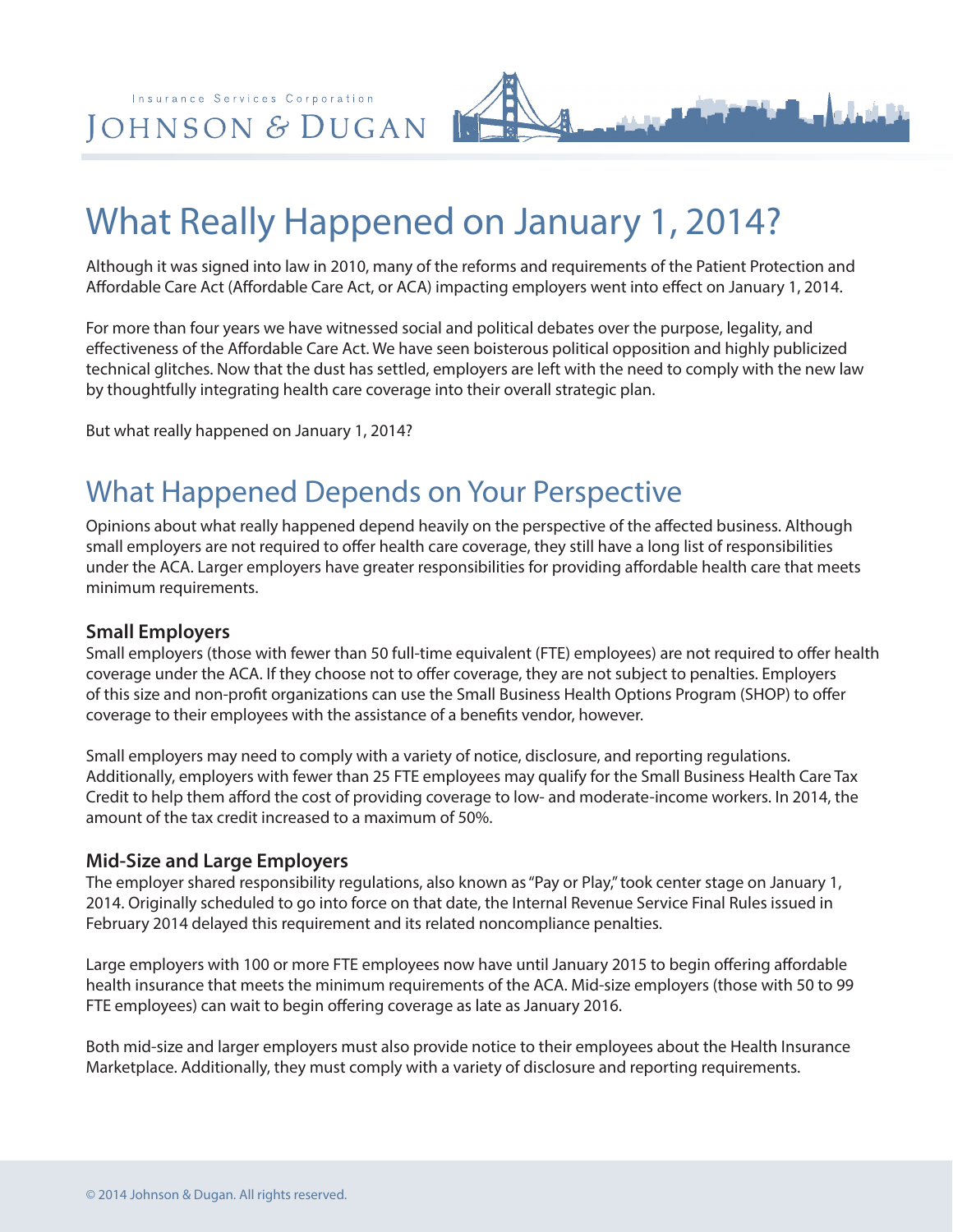Insurance Services Corporation

JOHNSON & DUGAN

# What Really Happened on January 1, 2014?

Although it was signed into law in 2010, many of the reforms and requirements of the Patient Protection and Affordable Care Act (Affordable Care Act, or ACA) impacting employers went into effect on January 1, 2014.

For more than four years we have witnessed social and political debates over the purpose, legality, and effectiveness of the Affordable Care Act. We have seen boisterous political opposition and highly publicized technical glitches. Now that the dust has settled, employers are left with the need to comply with the new law by thoughtfully integrating health care coverage into their overall strategic plan.

But what really happened on January 1, 2014?

## What Happened Depends on Your Perspective

Opinions about what really happened depend heavily on the perspective of the affected business. Although small employers are not required to offer health care coverage, they still have a long list of responsibilities under the ACA. Larger employers have greater responsibilities for providing affordable health care that meets minimum requirements.

### Small Employers

Small employers (those with fewer than 50 full-time equivalent (FTE) employees) are not required to offer health coverage under the ACA. If they choose not to offer coverage, they are not subject to penalties. Employers of this size and non-profit organizations can use the Small Business Health Options Program (SHOP) to offer coverage to their employees with the assistance of a benefits vendor, however.

Small employers may need to comply with a variety of notice, disclosure, and reporting regulations. Additionally, employers with fewer than 25 FTE employees may qualify for the Small Business Health Care Tax Credit to help them afford the cost of providing coverage to low- and moderate-income workers. In 2014, the amount of the tax credit increased to a maximum of 50%.

### Mid-Size and Large Employers

The employer shared responsibility regulations, also known as "Pay or Play," took center stage on January 1, 2014. Originally scheduled to go into force on that date, the Internal Revenue Service Final Rules issued in February 2014 delayed this requirement and its related noncompliance penalties.

Large employers with 100 or more FTE employees now have until January 2015 to begin offering affordable health insurance that meets the minimum requirements of the ACA. Mid-size employers (those with 50 to 99 FTE employees) can wait to begin offering coverage as late as January 2016.

Both mid-size and larger employers must also provide notice to their employees about the Health Insurance Marketplace. Additionally, they must comply with a variety of disclosure and reporting requirements.

© 2014 Johnson & Dugan. All rights reserved.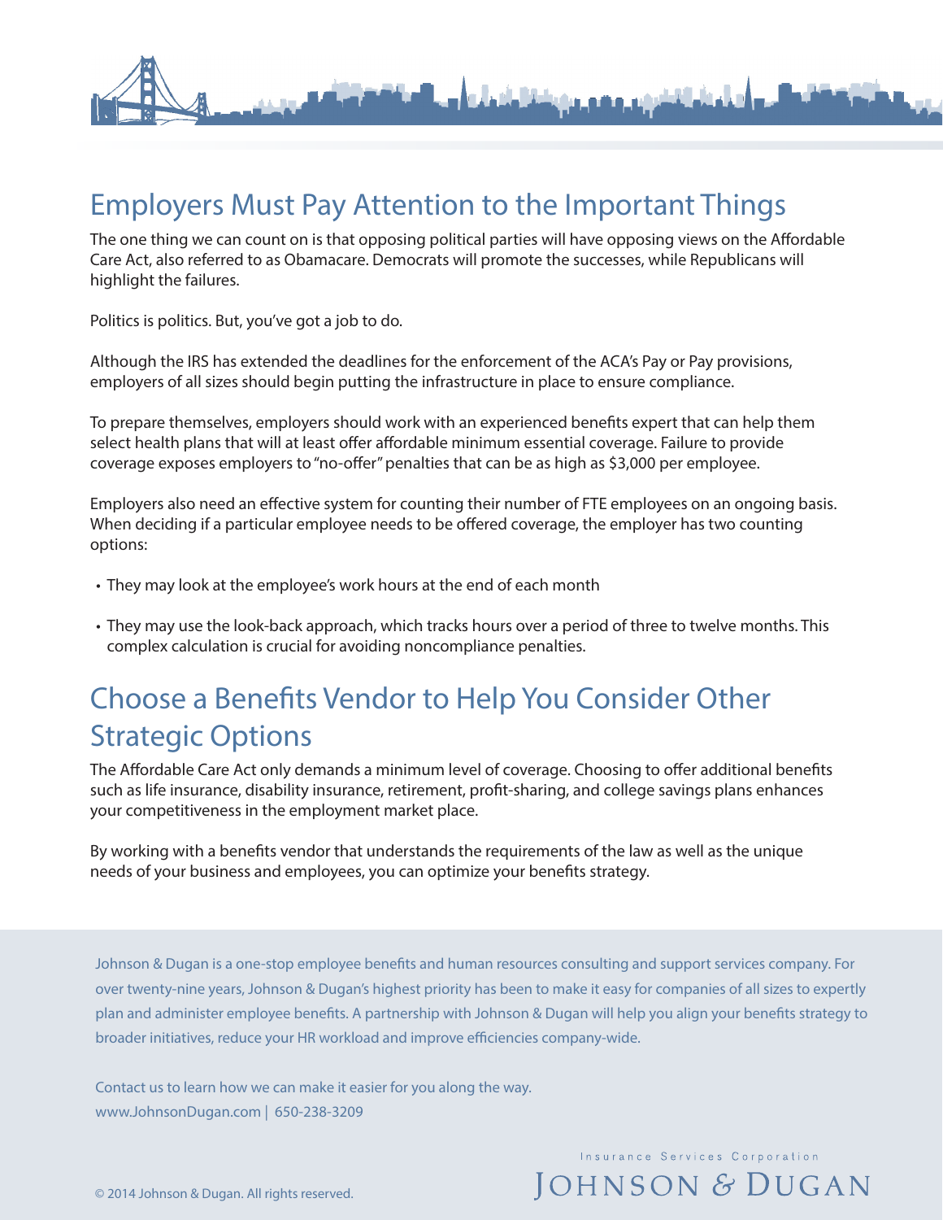## Employers Must Pay Attention to the Important Things

The one thing we can count on is that opposing political parties will have opposing views on the Affordable Care Act, also referred to as Obamacare. Democrats will promote the successes, while Republicans will highlight the failures.

Politics is politics. But, you've got a job to do.

Although the IRS has extended the deadlines for the enforcement of the ACA's Pay or Pay provisions, employers of all sizes should begin putting the infrastructure in place to ensure compliance.

To prepare themselves, employers should work with an experienced benefits expert that can help them select health plans that will at least offer affordable minimum essential coverage. Failure to provide coverage exposes employers to "no-offer" penalties that can be as high as $3,000 per employee.

Employers also need an effective system for counting their number of FTE employees on an ongoing basis. When deciding if a particular employee needs to be offered coverage, the employer has two counting options:

- They may look at the employee's work hours at the end of each month
- They may use the look-back approach, which tracks hours over a period of three to twelve months. This complex calculation is crucial for avoiding noncompliance penalties.

## Choose a Benefits Vendor to Help You Consider Other Strategic Options

The Affordable Care Act only demands a minimum level of coverage. Choosing to offer additional benefits such as life insurance, disability insurance, retirement, profit-sharing, and college savings plans enhances your competitiveness in the employment market place.

By working with a benefits vendor that understands the requirements of the law as well as the unique needs of your business and employees, you can optimize your benefits strategy.

Johnson & Dugan is a one-stop employee benefits and human resources consulting and support services company. For over twenty-nine years, Johnson & Dugan's highest priority has been to make it easy for companies of all sizes to expertly plan and administer employee benefits. A partnership with Johnson & Dugan will help you align your benefits strategy to broader initiatives, reduce your HR workload and improve efficiencies company-wide.

Contact us to learn how we can make it easier for you along the way.
www.JohnsonDugan.com | 650-238-3209

Insurance Services Corporation
JOHNSON & DUGAN

© 2014 Johnson & Dugan. All rights reserved.